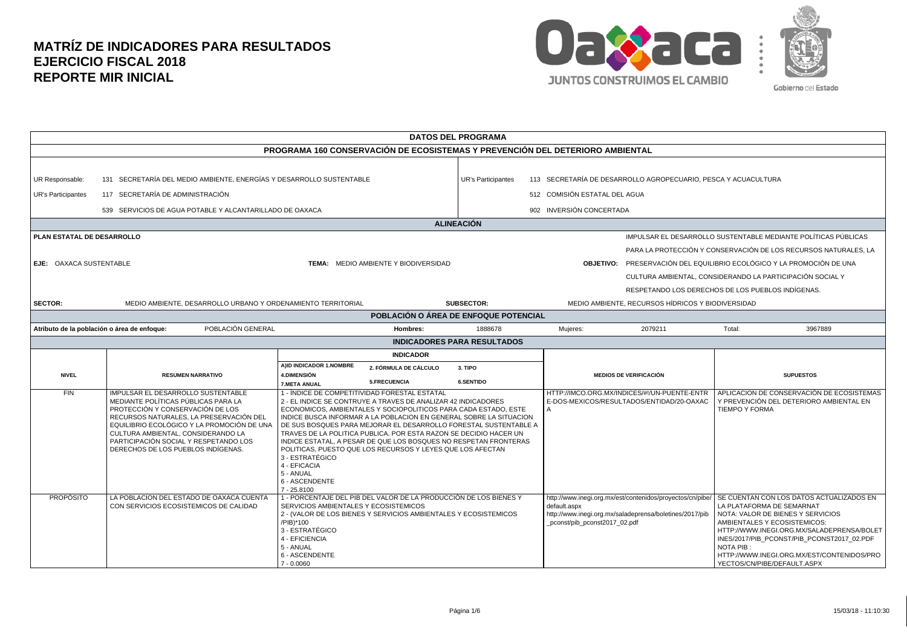# MATRÍZ DE INDICADORES PARA RESULTADOS
# EJERCICIO FISCAL 2018
# REPORTE MIR INICIAL

## DATOS DEL PROGRAMA

**PROGRAMA 160 CONSERVACIÓN DE ECOSISTEMAS Y PREVENCIÓN DEL DETERIORO AMBIENTAL**

| | | | |
|---|---|---|---|
| UR Responsable: | 131 SECRETARÍA DEL MEDIO AMBIENTE, ENERGÍAS Y DESARROLLO SUSTENTABLE | UR's Participantes | 113 SECRETARÍA DE DESARROLLO AGROPECUARIO, PESCA Y ACUACULTURA |
| UR's Participantes | 117 SECRETARÍA DE ADMINISTRACIÓN | | 512 COMISIÓN ESTATAL DEL AGUA |
| | 539 SERVICIOS DE AGUA POTABLE Y ALCANTARILLADO DE OAXACA | | 902 INVERSIÓN CONCERTADA |

## ALINEACIÓN

**PLAN ESTATAL DE DESARROLLO**

**EJE:** OAXACA SUSTENTABLE

**TEMA:** MEDIO AMBIENTE Y BIODIVERSIDAD

**OBJETIVO:** IMPULSAR EL DESARROLLO SUSTENTABLE MEDIANTE POLÍTICAS PÚBLICAS PARA LA PROTECCIÓN Y CONSERVACIÓN DE LOS RECURSOS NATURALES, LA PRESERVACIÓN DEL EQUILIBRIO ECOLÓGICO Y LA PROMOCIÓN DE UNA CULTURA AMBIENTAL, CONSIDERANDO LA PARTICIPACIÓN SOCIAL Y RESPETANDO LOS DERECHOS DE LOS PUEBLOS INDÍGENAS.

**SECTOR:** MEDIO AMBIENTE, DESARROLLO URBANO Y ORDENAMIENTO TERRITORIAL

**SUBSECTOR:** MEDIO AMBIENTE, RECURSOS HÍDRICOS Y BIODIVERSIDAD

## POBLACIÓN O ÁREA DE ENFOQUE POTENCIAL

| Atributo de la población o área de enfoque: | POBLACIÓN GENERAL | Hombres: | 1888678 | Mujeres: | 2079211 | Total: | 3967889 |
|---|---|---|---|---|---|---|---|

## INDICADORES PARA RESULTADOS

| NIVEL | RESUMEN NARRATIVO | INDICADOR<br>A)ID INDICADOR 1.NOMBRE / 2. FÓRMULA DE CÁLCULO / 3. TIPO<br>4.DIMENSIÓN / 5.FRECUENCIA / 6.SENTIDO<br>7.META ANUAL | MEDIOS DE VERIFICACIÓN | SUPUESTOS |
|---|---|---|---|---|
| FIN | IMPULSAR EL DESARROLLO SUSTENTABLE MEDIANTE POLÍTICAS PÚBLICAS PARA LA PROTECCIÓN Y CONSERVACIÓN DE LOS RECURSOS NATURALES, LA PRESERVACIÓN DEL EQUILIBRIO ECOLÓGICO Y LA PROMOCIÓN DE UNA CULTURA AMBIENTAL, CONSIDERANDO LA PARTICIPACIÓN SOCIAL Y RESPETANDO LOS DERECHOS DE LOS PUEBLOS INDÍGENAS. | 1 - ÍNDICE DE COMPETITIVIDAD FORESTAL ESTATAL<br>2 - EL INDICE SE CONTRUYE A TRAVES DE ANALIZAR 42 INDICADORES ECONOMICOS, AMBIENTALES Y SOCIOPOLITICOS PARA CADA ESTADO, ESTE INDICE BUSCA INFORMAR A LA POBLACION EN GENERAL SOBRE LA SITUACION DE SUS BOSQUES PARA MEJORAR EL DESARROLLO FORESTAL SUSTENTABLE A TRAVES DE LA POLITICA PUBLICA. POR ESTA RAZON SE DECIDIO HACER UN INDICE ESTATAL, A PESAR DE QUE LOS BOSQUES NO RESPETAN FRONTERAS POLITICAS, PUESTO QUE LOS RECURSOS Y LEYES QUE LOS AFECTAN<br>3 - ESTRATÉGICO<br>4 - EFICACIA<br>5 - ANUAL<br>6 - ASCENDENTE<br>7 - 25.8100 | HTTP://IMCO.ORG.MX/INDICES/#!/UN-PUENTE-ENTRE-DOS-MEXICOS/RESULTADOS/ENTIDAD/20-OAXACA | APLICACION DE CONSERVACIÓN DE ECOSISTEMAS Y PREVENCIÓN DEL DETERIORO AMBIENTAL EN TIEMPO Y FORMA |
| PROPÓSITO | LA POBLACION DEL ESTADO DE OAXACA CUENTA CON SERVICIOS ECOSISTEMICOS DE CALIDAD | 1 - PORCENTAJE DEL PIB DEL VALOR DE LA PRODUCCIÓN DE LOS BIENES Y SERVICIOS AMBIENTALES Y ECOSISTEMICOS<br>2 - (VALOR DE LOS BIENES Y SERVICIOS AMBIENTALES Y ECOSISTEMICOS /PIB)*100<br>3 - ESTRATÉGICO<br>4 - EFICIENCIA<br>5 - ANUAL<br>6 - ASCENDENTE<br>7 - 0.0060 | http://www.inegi.org.mx/est/contenidos/proyectos/cn/pibe/default.aspx<br>http://www.inegi.org.mx/saladeprensa/boletines/2017/pib_pconst/pib_pconst2017_02.pdf | SE CUENTAN CON LOS DATOS ACTUALIZADOS EN LA PLATAFORMA DE SEMARNAT<br>NOTA: VALOR DE BIENES Y SERVICIOS AMBIENTALES Y ECOSISTEMICOS: HTTP://WWW.INEGI.ORG.MX/SALADEPRENSA/BOLETINES/2017/PIB_PCONST/PIB_PCONST2017_02.PDF<br>NOTA PIB : HTTP://WWW.INEGI.ORG.MX/EST/CONTENIDOS/PROYECTOS/CN/PIBE/DEFAULT.ASPX |

15/03/18 - 11:10:30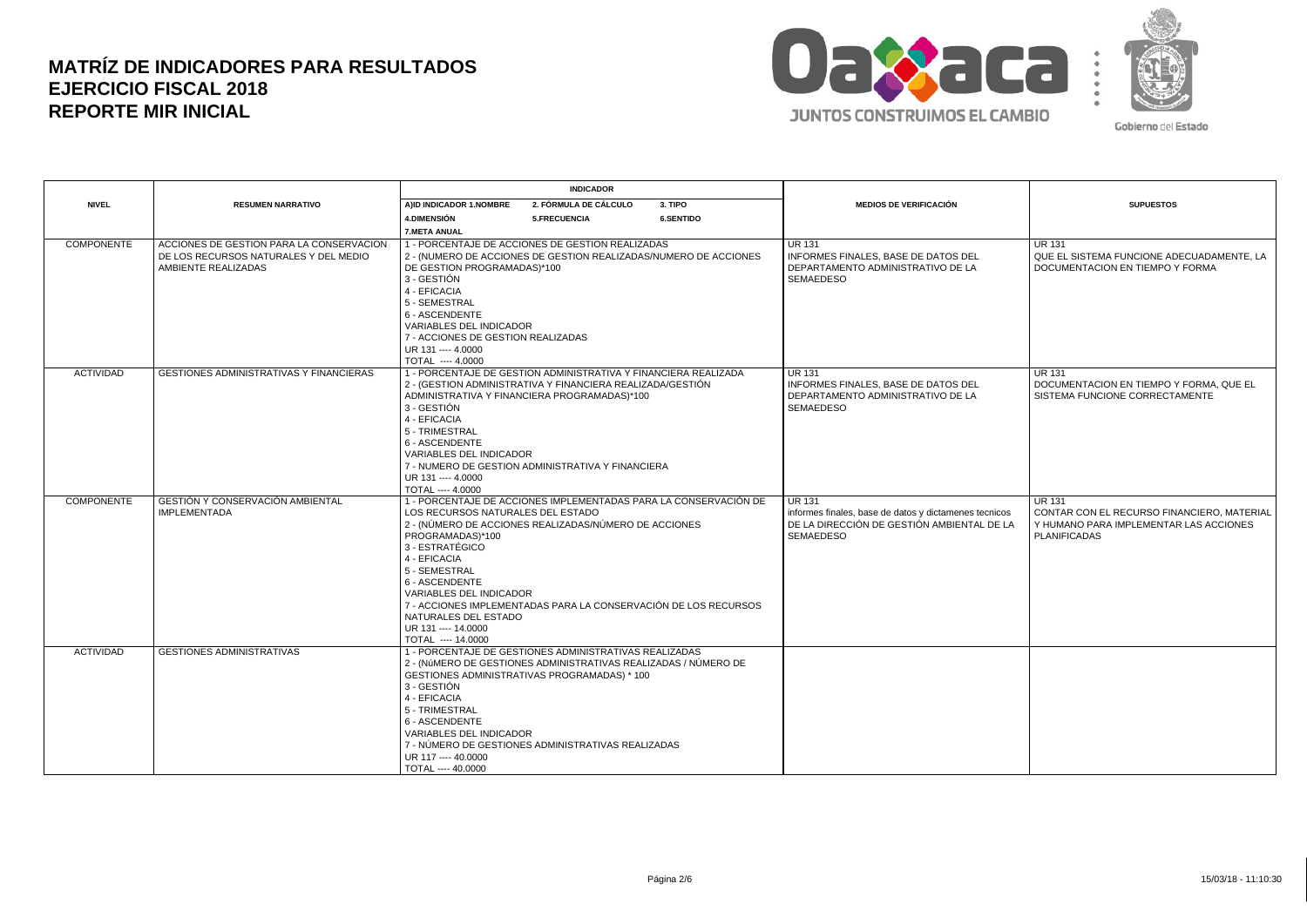# MATRÍZ DE INDICADORES PARA RESULTADOS
# EJERCICIO FISCAL 2018
# REPORTE MIR INICIAL

JUNTOS CONSTRUIMOS EL CAMBIO

Gobierno del Estado

| NIVEL | RESUMEN NARRATIVO | INDICADOR<br>A)ID INDICADOR 1.NOMBRE 2. FÓRMULA DE CÁLCULO 3. TIPO<br>4.DIMENSIÓN 5.FRECUENCIA 6.SENTIDO<br>7.META ANUAL | MEDIOS DE VERIFICACIÓN | SUPUESTOS |
|---|---|---|---|---|
| COMPONENTE | ACCIONES DE GESTION PARA LA CONSERVACION DE LOS RECURSOS NATURALES Y DEL MEDIO AMBIENTE REALIZADAS | 1 - PORCENTAJE DE ACCIONES DE GESTION REALIZADAS<br>2 - (NUMERO DE ACCIONES DE GESTION REALIZADAS/NUMERO DE ACCIONES DE GESTION PROGRAMADAS)*100<br>3 - GESTIÓN<br>4 - EFICACIA<br>5 - SEMESTRAL<br>6 - ASCENDENTE<br>VARIABLES DEL INDICADOR<br>7 - ACCIONES DE GESTION REALIZADAS<br>UR 131 ---- 4.0000<br>TOTAL ---- 4.0000 | UR 131<br>INFORMES FINALES, BASE DE DATOS DEL DEPARTAMENTO ADMINISTRATIVO DE LA SEMAEDESO | UR 131<br>QUE EL SISTEMA FUNCIONE ADECUADAMENTE, LA DOCUMENTACION EN TIEMPO Y FORMA |
| ACTIVIDAD | GESTIONES ADMINISTRATIVAS Y FINANCIERAS | 1 - PORCENTAJE DE GESTION ADMINISTRATIVA Y FINANCIERA REALIZADA<br>2 - (GESTION ADMINISTRATIVA Y FINANCIERA REALIZADA/GESTIÓN ADMINISTRATIVA Y FINANCIERA PROGRAMADAS)*100<br>3 - GESTIÓN<br>4 - EFICACIA<br>5 - TRIMESTRAL<br>6 - ASCENDENTE<br>VARIABLES DEL INDICADOR<br>7 - NUMERO DE GESTION ADMINISTRATIVA Y FINANCIERA<br>UR 131 ---- 4.0000<br>TOTAL ---- 4.0000 | UR 131<br>INFORMES FINALES, BASE DE DATOS DEL DEPARTAMENTO ADMINISTRATIVO DE LA SEMAEDESO | UR 131<br>DOCUMENTACION EN TIEMPO Y FORMA, QUE EL SISTEMA FUNCIONE CORRECTAMENTE |
| COMPONENTE | GESTIÓN Y CONSERVACIÓN AMBIENTAL IMPLEMENTADA | 1 - PORCENTAJE DE ACCIONES IMPLEMENTADAS PARA LA CONSERVACIÓN DE LOS RECURSOS NATURALES DEL ESTADO<br>2 - (NÚMERO DE ACCIONES REALIZADAS/NÚMERO DE ACCIONES PROGRAMADAS)*100<br>3 - ESTRATÉGICO<br>4 - EFICACIA<br>5 - SEMESTRAL<br>6 - ASCENDENTE<br>VARIABLES DEL INDICADOR<br>7 - ACCIONES IMPLEMENTADAS PARA LA CONSERVACIÓN DE LOS RECURSOS NATURALES DEL ESTADO<br>UR 131 ---- 14.0000<br>TOTAL ---- 14.0000 | UR 131<br>informes finales, base de datos y dictamenes tecnicos DE LA DIRECCIÓN DE GESTIÓN AMBIENTAL DE LA SEMAEDESO | UR 131<br>CONTAR CON EL RECURSO FINANCIERO, MATERIAL Y HUMANO PARA IMPLEMENTAR LAS ACCIONES PLANIFICADAS |
| ACTIVIDAD | GESTIONES ADMINISTRATIVAS | 1 - PORCENTAJE DE GESTIONES ADMINISTRATIVAS REALIZADAS<br>2 - (NúMERO DE GESTIONES ADMINISTRATIVAS REALIZADAS / NÚMERO DE GESTIONES ADMINISTRATIVAS PROGRAMADAS) * 100<br>3 - GESTIÓN<br>4 - EFICACIA<br>5 - TRIMESTRAL<br>6 - ASCENDENTE<br>VARIABLES DEL INDICADOR<br>7 - NÚMERO DE GESTIONES ADMINISTRATIVAS REALIZADAS<br>UR 117 ---- 40.0000<br>TOTAL ---- 40.0000 | | |

15/03/18 - 11:10:30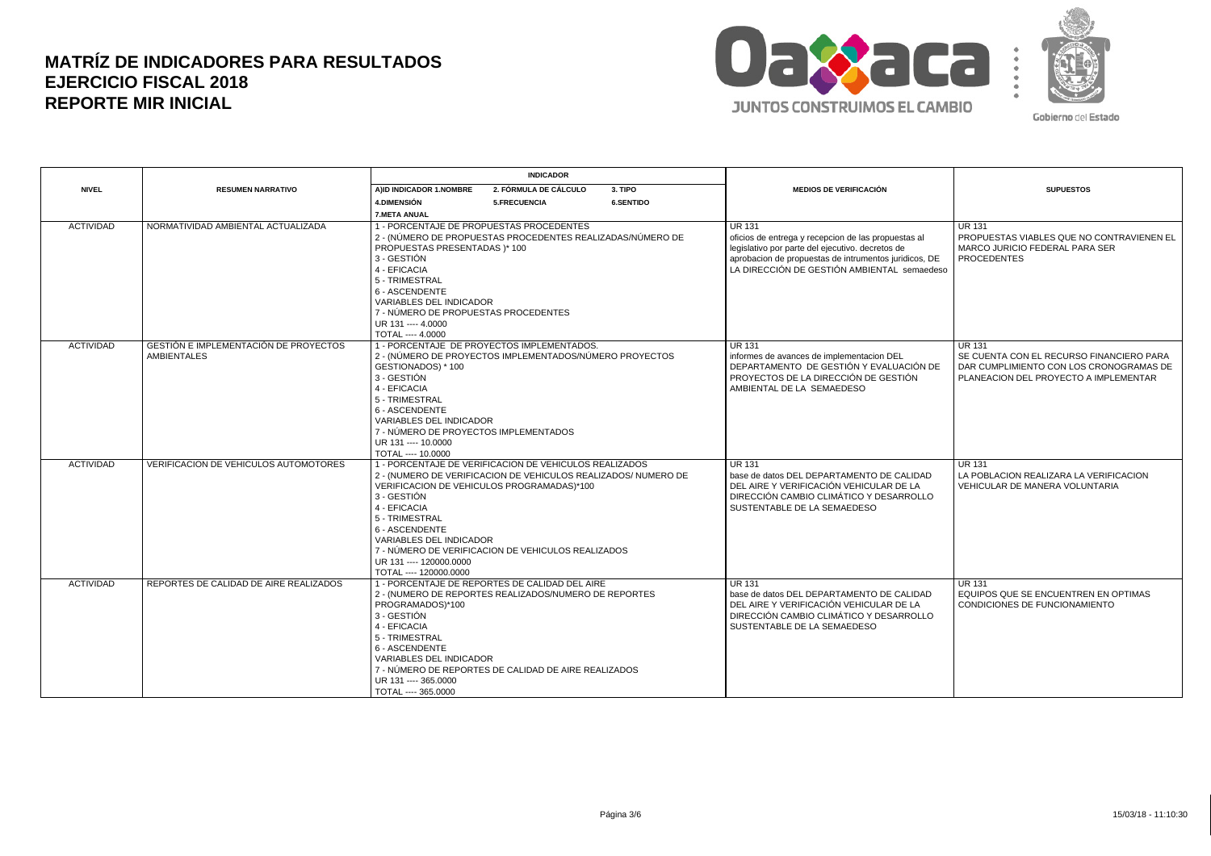# MATRÍZ DE INDICADORES PARA RESULTADOS
# EJERCICIO FISCAL 2018
# REPORTE MIR INICIAL

| NIVEL | RESUMEN NARRATIVO | INDICADOR<br>A)ID INDICADOR 1.NOMBRE 2. FÓRMULA DE CÁLCULO 3. TIPO<br>4.DIMENSIÓN 5.FRECUENCIA 6.SENTIDO<br>7.META ANUAL | MEDIOS DE VERIFICACIÓN | SUPUESTOS |
|---|---|---|---|---|
| ACTIVIDAD | NORMATIVIDAD AMBIENTAL ACTUALIZADA | 1 - PORCENTAJE DE PROPUESTAS PROCEDENTES<br>2 - (NÚMERO DE PROPUESTAS PROCEDENTES REALIZADAS/NÚMERO DE PROPUESTAS PRESENTADAS )* 100<br>3 - GESTIÓN<br>4 - EFICACIA<br>5 - TRIMESTRAL<br>6 - ASCENDENTE<br>VARIABLES DEL INDICADOR<br>7 - NÚMERO DE PROPUESTAS PROCEDENTES<br>UR 131 ---- 4.0000<br>TOTAL ---- 4.0000 | UR 131<br>oficios de entrega y recepcion de las propuestas al legislativo por parte del ejecutivo. decretos de aprobacion de propuestas de intrumentos juridicos, DE LA DIRECCIÓN DE GESTIÓN AMBIENTAL semaedeso | UR 131<br>PROPUESTAS VIABLES QUE NO CONTRAVIENEN EL MARCO JURICIO FEDERAL PARA SER PROCEDENTES |
| ACTIVIDAD | GESTIÓN E IMPLEMENTACIÓN DE PROYECTOS AMBIENTALES | 1 - PORCENTAJE DE PROYECTOS IMPLEMENTADOS.<br>2 - (NÚMERO DE PROYECTOS IMPLEMENTADOS/NÚMERO PROYECTOS GESTIONADOS) * 100<br>3 - GESTIÓN<br>4 - EFICACIA<br>5 - TRIMESTRAL<br>6 - ASCENDENTE<br>VARIABLES DEL INDICADOR<br>7 - NÚMERO DE PROYECTOS IMPLEMENTADOS<br>UR 131 ---- 10.0000<br>TOTAL ---- 10.0000 | UR 131<br>informes de avances de implementacion DEL DEPARTAMENTO DE GESTIÓN Y EVALUACIÓN DE PROYECTOS DE LA DIRECCIÓN DE GESTIÓN AMBIENTAL DE LA SEMAEDESO | UR 131<br>SE CUENTA CON EL RECURSO FINANCIERO PARA DAR CUMPLIMIENTO CON LOS CRONOGRAMAS DE PLANEACION DEL PROYECTO A IMPLEMENTAR |
| ACTIVIDAD | VERIFICACION DE VEHICULOS AUTOMOTORES | 1 - PORCENTAJE DE VERIFICACION DE VEHICULOS REALIZADOS<br>2 - (NUMERO DE VERIFICACION DE VEHICULOS REALIZADOS/ NUMERO DE VERIFICACION DE VEHICULOS PROGRAMADAS)*100<br>3 - GESTIÓN<br>4 - EFICACIA<br>5 - TRIMESTRAL<br>6 - ASCENDENTE<br>VARIABLES DEL INDICADOR<br>7 - NÚMERO DE VERIFICACION DE VEHICULOS REALIZADOS<br>UR 131 ---- 120000.0000<br>TOTAL ---- 120000.0000 | UR 131<br>base de datos DEL DEPARTAMENTO DE CALIDAD DEL AIRE Y VERIFICACIÓN VEHICULAR DE LA DIRECCIÓN CAMBIO CLIMÁTICO Y DESARROLLO SUSTENTABLE DE LA SEMAEDESO | UR 131<br>LA POBLACION REALIZARA LA VERIFICACION VEHICULAR DE MANERA VOLUNTARIA |
| ACTIVIDAD | REPORTES DE CALIDAD DE AIRE REALIZADOS | 1 - PORCENTAJE DE REPORTES DE CALIDAD DEL AIRE<br>2 - (NUMERO DE REPORTES REALIZADOS/NUMERO DE REPORTES PROGRAMADOS)*100<br>3 - GESTIÓN<br>4 - EFICACIA<br>5 - TRIMESTRAL<br>6 - ASCENDENTE<br>VARIABLES DEL INDICADOR<br>7 - NÚMERO DE REPORTES DE CALIDAD DE AIRE REALIZADOS<br>UR 131 ---- 365.0000<br>TOTAL ---- 365.0000 | UR 131<br>base de datos DEL DEPARTAMENTO DE CALIDAD DEL AIRE Y VERIFICACIÓN VEHICULAR DE LA DIRECCIÓN CAMBIO CLIMÁTICO Y DESARROLLO SUSTENTABLE DE LA SEMAEDESO | UR 131<br>EQUIPOS QUE SE ENCUENTREN EN OPTIMAS CONDICIONES DE FUNCIONAMIENTO |

15/03/18 - 11:10:30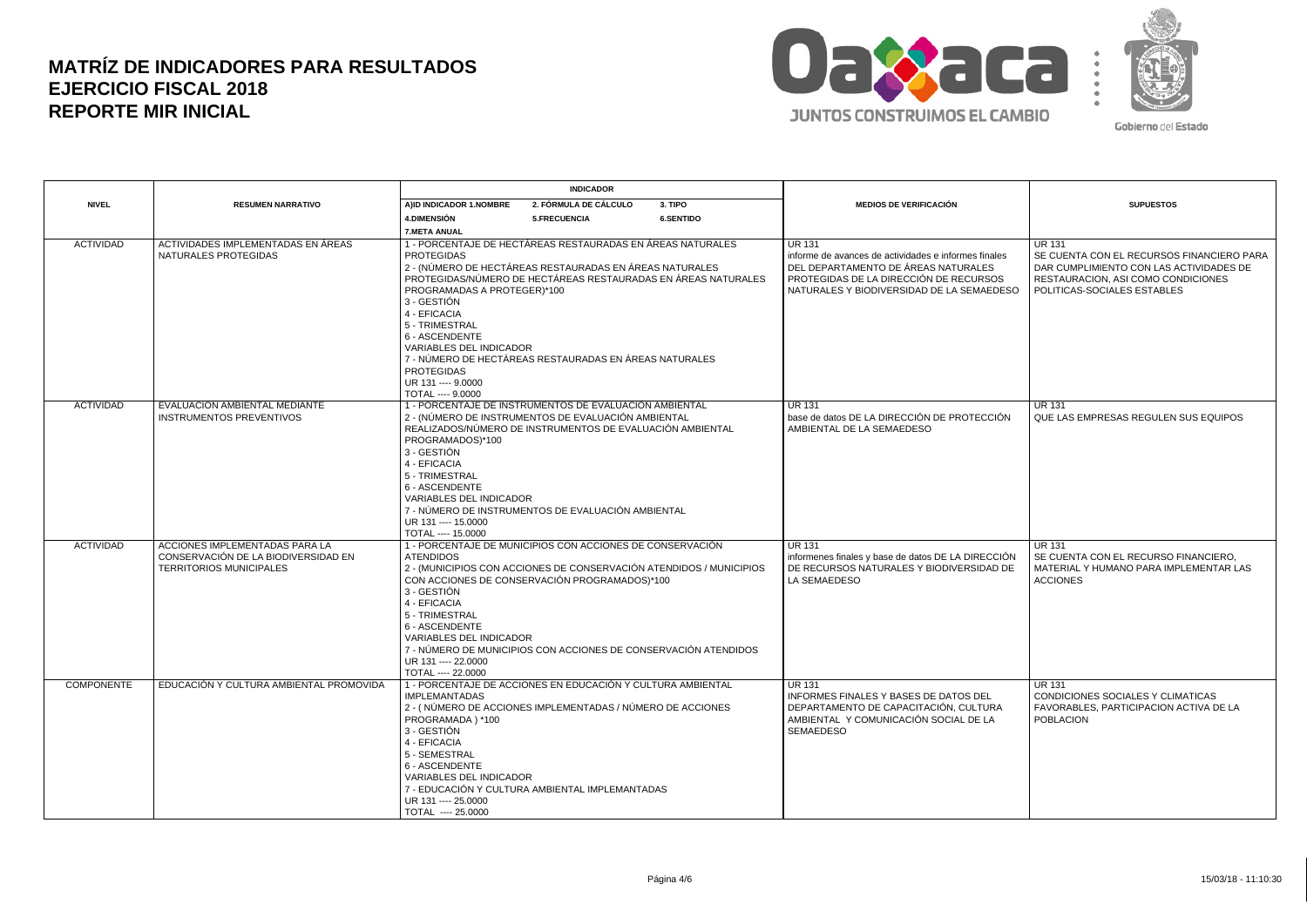# MATRÍZ DE INDICADORES PARA RESULTADOS
# EJERCICIO FISCAL 2018
# REPORTE MIR INICIAL

JUNTOS CONSTRUIMOS EL CAMBIO

Gobierno del Estado

| NIVEL | RESUMEN NARRATIVO | INDICADOR<br>A)ID INDICADOR 1.NOMBRE 2. FÓRMULA DE CÁLCULO 3. TIPO<br>4.DIMENSIÓN 5.FRECUENCIA 6.SENTIDO<br>7.META ANUAL | MEDIOS DE VERIFICACIÓN | SUPUESTOS |
|---|---|---|---|---|
| ACTIVIDAD | ACTIVIDADES IMPLEMENTADAS EN ÁREAS NATURALES PROTEGIDAS | 1 - PORCENTAJE DE HECTÁREAS RESTAURADAS EN ÁREAS NATURALES PROTEGIDAS<br>2 - (NÚMERO DE HECTÁREAS RESTAURADAS EN ÁREAS NATURALES PROTEGIDAS/NÚMERO DE HECTÁREAS RESTAURADAS EN ÁREAS NATURALES PROGRAMADAS A PROTEGER)*100<br>3 - GESTIÓN<br>4 - EFICACIA<br>5 - TRIMESTRAL<br>6 - ASCENDENTE<br>VARIABLES DEL INDICADOR<br>7 - NÚMERO DE HECTÁREAS RESTAURADAS EN ÁREAS NATURALES PROTEGIDAS<br>UR 131 ---- 9.0000<br>TOTAL ---- 9.0000 | UR 131<br>informe de avances de actividades e informes finales DEL DEPARTAMENTO DE ÁREAS NATURALES PROTEGIDAS DE LA DIRECCIÓN DE RECURSOS NATURALES Y BIODIVERSIDAD DE LA SEMAEDESO | UR 131<br>SE CUENTA CON EL RECURSOS FINANCIERO PARA DAR CUMPLIMIENTO CON LAS ACTIVIDADES DE RESTAURACION, ASI COMO CONDICIONES POLITICAS-SOCIALES ESTABLES |
| ACTIVIDAD | EVALUACIÓN AMBIENTAL MEDIANTE INSTRUMENTOS PREVENTIVOS | 1 - PORCENTAJE DE INSTRUMENTOS DE EVALUACIÓN AMBIENTAL<br>2 - (NÚMERO DE INSTRUMENTOS DE EVALUACIÓN AMBIENTAL REALIZADOS/NÚMERO DE INSTRUMENTOS DE EVALUACIÓN AMBIENTAL PROGRAMADOS)*100<br>3 - GESTIÓN<br>4 - EFICACIA<br>5 - TRIMESTRAL<br>6 - ASCENDENTE<br>VARIABLES DEL INDICADOR<br>7 - NÚMERO DE INSTRUMENTOS DE EVALUACIÓN AMBIENTAL<br>UR 131 ---- 15.0000<br>TOTAL ---- 15.0000 | UR 131<br>base de datos DE LA DIRECCIÓN DE PROTECCIÓN AMBIENTAL DE LA SEMAEDESO | UR 131<br>QUE LAS EMPRESAS REGULEN SUS EQUIPOS |
| ACTIVIDAD | ACCIONES IMPLEMENTADAS PARA LA CONSERVACIÓN DE LA BIODIVERSIDAD EN TERRITORIOS MUNICIPALES | 1 - PORCENTAJE DE MUNICIPIOS CON ACCIONES DE CONSERVACIÓN ATENDIDOS<br>2 - (MUNICIPIOS CON ACCIONES DE CONSERVACIÓN ATENDIDOS / MUNICIPIOS CON ACCIONES DE CONSERVACIÓN PROGRAMADOS)*100<br>3 - GESTIÓN<br>4 - EFICACIA<br>5 - TRIMESTRAL<br>6 - ASCENDENTE<br>VARIABLES DEL INDICADOR<br>7 - NÚMERO DE MUNICIPIOS CON ACCIONES DE CONSERVACIÓN ATENDIDOS<br>UR 131 ---- 22.0000<br>TOTAL ---- 22.0000 | UR 131<br>informenes finales y base de datos DE LA DIRECCIÓN DE RECURSOS NATURALES Y BIODIVERSIDAD DE LA SEMAEDESO | UR 131<br>SE CUENTA CON EL RECURSO FINANCIERO, MATERIAL Y HUMANO PARA IMPLEMENTAR LAS ACCIONES |
| COMPONENTE | EDUCACIÓN Y CULTURA AMBIENTAL PROMOVIDA | 1 - PORCENTAJE DE ACCIONES EN EDUCACIÓN Y CULTURA AMBIENTAL IMPLEMANTADAS<br>2 - ( NÚMERO DE ACCIONES IMPLEMENTADAS / NÚMERO DE ACCIONES PROGRAMADA ) *100<br>3 - GESTIÓN<br>4 - EFICACIA<br>5 - SEMESTRAL<br>6 - ASCENDENTE<br>VARIABLES DEL INDICADOR<br>7 - EDUCACIÓN Y CULTURA AMBIENTAL IMPLEMANTADAS<br>UR 131 ---- 25.0000<br>TOTAL ---- 25.0000 | UR 131<br>INFORMES FINALES Y BASES DE DATOS DEL DEPARTAMENTO DE CAPACITACIÓN, CULTURA AMBIENTAL Y COMUNICACIÓN SOCIAL DE LA SEMAEDESO | UR 131<br>CONDICIONES SOCIALES Y CLIMATICAS FAVORABLES, PARTICIPACION ACTIVA DE LA POBLACION |

15/03/18 - 11:10:30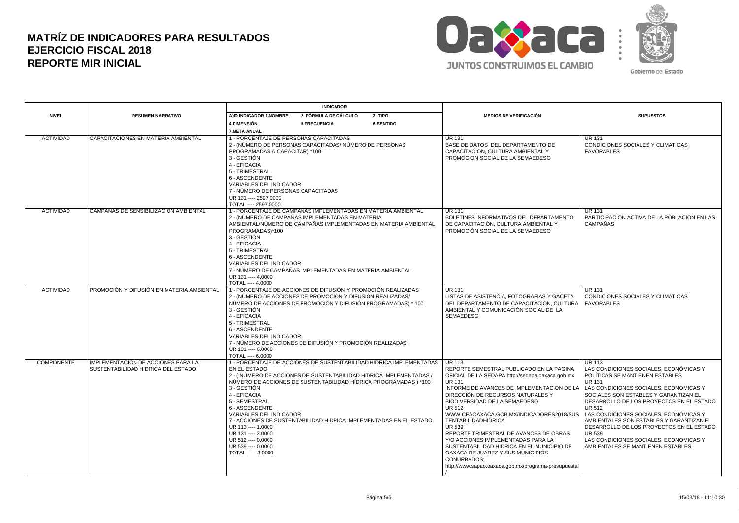# MATRÍZ DE INDICADORES PARA RESULTADOS
# EJERCICIO FISCAL 2018
# REPORTE MIR INICIAL

| NIVEL | RESUMEN NARRATIVO | INDICADOR<br>A)ID INDICADOR 1.NOMBRE 2. FÓRMULA DE CÁLCULO 3. TIPO<br>4.DIMENSIÓN 5.FRECUENCIA 6.SENTIDO<br>7.META ANUAL | MEDIOS DE VERIFICACIÓN | SUPUESTOS |
|---|---|---|---|---|
| ACTIVIDAD | CAPACITACIONES EN MATERIA AMBIENTAL | 1 - PORCENTAJE DE PERSONAS CAPACITADAS<br>2 - (NÚMERO DE PERSONAS CAPACITADAS/ NÚMERO DE PERSONAS PROGRAMADAS A CAPACITAR) *100<br>3 - GESTIÓN<br>4 - EFICACIA<br>5 - TRIMESTRAL<br>6 - ASCENDENTE<br>VARIABLES DEL INDICADOR<br>7 - NÚMERO DE PERSONAS CAPACITADAS<br>UR 131 ---- 2597.0000<br>TOTAL ---- 2597.0000 | UR 131<br>BASE DE DATOS DEL DEPARTAMENTO DE CAPACITACION, CULTURA AMBIENTAL Y PROMOCION SOCIAL DE LA SEMAEDESO | UR 131<br>CONDICIONES SOCIALES Y CLIMATICAS FAVORABLES |
| ACTIVIDAD | CAMPAÑAS DE SENSIBILIZACIÓN AMBIENTAL | 1 - PORCENTAJE DE CAMPAÑAS IMPLEMENTADAS EN MATERIA AMBIENTAL<br>2 - (NÚMERO DE CAMPAÑAS IMPLEMENTADAS EN MATERIA AMBIENTAL/NÚMERO DE CAMPAÑAS IMPLEMENTADAS EN MATERIA AMBIENTAL PROGRAMADAS)*100<br>3 - GESTIÓN<br>4 - EFICACIA<br>5 - TRIMESTRAL<br>6 - ASCENDENTE<br>VARIABLES DEL INDICADOR<br>7 - NÚMERO DE CAMPAÑAS IMPLEMENTADAS EN MATERIA AMBIENTAL<br>UR 131 ---- 4.0000<br>TOTAL ---- 4.0000 | UR 131<br>BOLETINES INFORMATIVOS DEL DEPARTAMENTO DE CAPACITACIÓN, CULTURA AMBIENTAL Y PROMOCIÓN SOCIAL DE LA SEMAEDESO | UR 131<br>PARTICIPACION ACTIVA DE LA POBLACION EN LAS CAMPAÑAS |
| ACTIVIDAD | PROMOCIÓN Y DIFUSIÓN EN MATERIA AMBIENTAL | 1 - PORCENTAJE DE ACCIONES DE DIFUSIÓN Y PROMOCIÓN REALIZADAS<br>2 - (NÚMERO DE ACCIONES DE PROMOCIÓN Y DIFUSIÓN REALIZADAS/ NÚMERO DE ACCIONES DE PROMOCIÓN Y DIFUSIÓN PROGRAMADAS) * 100<br>3 - GESTIÓN<br>4 - EFICACIA<br>5 - TRIMESTRAL<br>6 - ASCENDENTE<br>VARIABLES DEL INDICADOR<br>7 - NÚMERO DE ACCIONES DE DIFUSIÓN Y PROMOCIÓN REALIZADAS<br>UR 131 ---- 6.0000<br>TOTAL ---- 6.0000 | UR 131<br>LISTAS DE ASISTENCIA, FOTOGRAFIAS Y GACETA DEL DEPARTAMENTO DE CAPACITACIÓN, CULTURA AMBIENTAL Y COMUNICACIÓN SOCIAL DE LA SEMAEDESO | UR 131<br>CONDICIONES SOCIALES Y CLIMATICAS FAVORABLES |
| COMPONENTE | IMPLEMENTACION DE ACCIONES PARA LA SUSTENTABILIDAD HIDRICA DEL ESTADO | 1 - PORCENTAJE DE ACCIONES DE SUSTENTABILIDAD HIDRICA IMPLEMENTADAS EN EL ESTADO<br>2 - ( NÚMERO DE ACCIONES DE SUSTENTABILIDAD HÍDRICA IMPLEMENTADAS / NÚMERO DE ACCIONES DE SUSTENTABILIDAD HÍDRICA PROGRAMADAS ) *100<br>3 - GESTIÓN<br>4 - EFICACIA<br>5 - SEMESTRAL<br>6 - ASCENDENTE<br>VARIABLES DEL INDICADOR<br>7 - ACCIONES DE SUSTENTABILIDAD HIDRICA IMPLEMENTADAS EN EL ESTADO<br>UR 113 ---- 1.0000<br>UR 131 ---- 2.0000<br>UR 512 ---- 0.0000<br>UR 539 ---- 0.0000<br>TOTAL ---- 3.0000 | UR 113<br>REPORTE SEMESTRAL PUBLICADO EN LA PAGINA OFICIAL DE LA SEDAPA http://sedapa.oaxaca.gob.mx<br>UR 131<br>INFORME DE AVANCES DE IMPLEMENTACION DE LA DIRECCIÓN DE RECURSOS NATURALES Y BIODIVERSIDAD DE LA SEMAEDESO<br>UR 512<br>WWW.CEAOAXACA.GOB.MX/INDICADORES2018/SUSTENTABILIDADHIDRICA<br>UR 539<br>REPORTE TRIMESTRAL DE AVANCES DE OBRAS Y/O ACCIONES IMPLEMENTADAS PARA LA SUSTENTABILIDAD HIDRICA EN EL MUNICIPIO DE OAXACA DE JUAREZ Y SUS MUNICIPIOS CONURBADOS;<br>http://www.sapao.oaxaca.gob.mx/programa-presupuestal/ | UR 113<br>LAS CONDICIONES SOCIALES, ECONÓMICAS Y POLÍTICAS SE MANTIENEN ESTABLES<br>UR 131<br>LAS CONDICIONES SOCIALES, ECONOMICAS Y SOCIALES SON ESTABLES Y GARANTIZAN EL DESARROLLO DE LOS PROYECTOS EN EL ESTADO<br>UR 512<br>LAS CONDICIONES SOCIALES, ECONÓMICAS Y AMBIENTALES SON ESTABLES Y GARANTIZAN EL DESARROLLO DE LOS PROYECTOS EN EL ESTADO<br>UR 539<br>LAS CONDICIONES SOCIALES, ECONOMICAS Y AMBIENTALES SE MANTIENEN ESTABLES |

15/03/18 - 11:10:30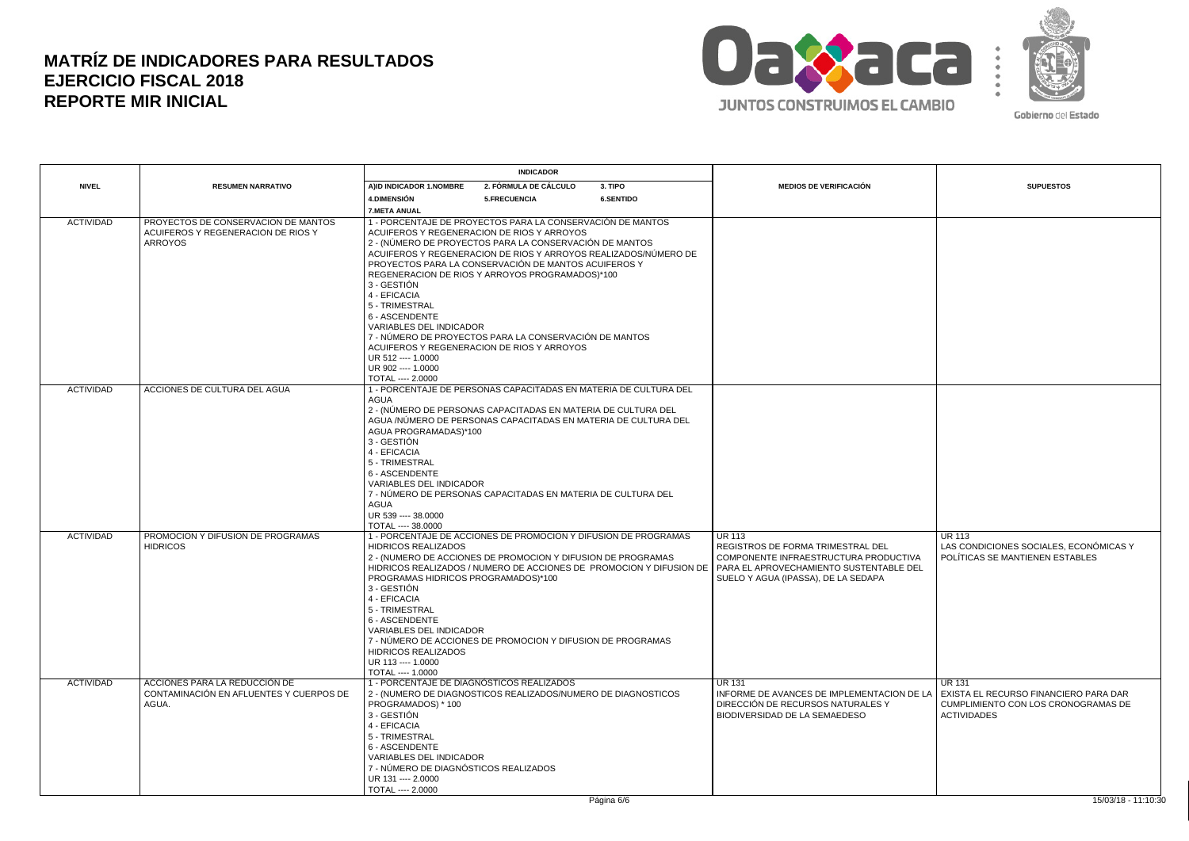# MATRÍZ DE INDICADORES PARA RESULTADOS
# EJERCICIO FISCAL 2018
# REPORTE MIR INICIAL

JUNTOS CONSTRUIMOS EL CAMBIO

Gobierno del Estado

| NIVEL | RESUMEN NARRATIVO | INDICADOR<br>A)ID INDICADOR 1.NOMBRE 2. FÓRMULA DE CÁLCULO 3. TIPO<br>4.DIMENSIÓN 5.FRECUENCIA 6.SENTIDO<br>7.META ANUAL | MEDIOS DE VERIFICACIÓN | SUPUESTOS |
|---|---|---|---|---|
| ACTIVIDAD | PROYECTOS DE CONSERVACION DE MANTOS ACUIFEROS Y REGENERACION DE RIOS Y ARROYOS | 1 - PORCENTAJE DE PROYECTOS PARA LA CONSERVACIÓN DE MANTOS ACUIFEROS Y REGENERACION DE RIOS Y ARROYOS<br>2 - (NÚMERO DE PROYECTOS PARA LA CONSERVACIÓN DE MANTOS ACUIFEROS Y REGENERACION DE RIOS Y ARROYOS REALIZADOS/NÚMERO DE PROYECTOS PARA LA CONSERVACIÓN DE MANTOS ACUIFEROS Y REGENERACION DE RIOS Y ARROYOS PROGRAMADOS)*100<br>3 - GESTIÓN<br>4 - EFICACIA<br>5 - TRIMESTRAL<br>6 - ASCENDENTE<br>VARIABLES DEL INDICADOR<br>7 - NÚMERO DE PROYECTOS PARA LA CONSERVACIÓN DE MANTOS ACUIFEROS Y REGENERACION DE RIOS Y ARROYOS<br>UR 512 ---- 1.0000<br>UR 902 ---- 1.0000<br>TOTAL ---- 2.0000 | | |
| ACTIVIDAD | ACCIONES DE CULTURA DEL AGUA | 1 - PORCENTAJE DE PERSONAS CAPACITADAS EN MATERIA DE CULTURA DEL AGUA<br>2 - (NÚMERO DE PERSONAS CAPACITADAS EN MATERIA DE CULTURA DEL AGUA /NÚMERO DE PERSONAS CAPACITADAS EN MATERIA DE CULTURA DEL AGUA PROGRAMADAS)*100<br>3 - GESTIÓN<br>4 - EFICACIA<br>5 - TRIMESTRAL<br>6 - ASCENDENTE<br>VARIABLES DEL INDICADOR<br>7 - NÚMERO DE PERSONAS CAPACITADAS EN MATERIA DE CULTURA DEL AGUA<br>UR 539 ---- 38.0000<br>TOTAL ---- 38.0000 | | |
| ACTIVIDAD | PROMOCION Y DIFUSION DE PROGRAMAS HIDRICOS | 1 - PORCENTAJE DE ACCIONES DE PROMOCION Y DIFUSION DE PROGRAMAS HIDRICOS REALIZADOS<br>2 - (NUMERO DE ACCIONES DE PROMOCION Y DIFUSION DE PROGRAMAS HIDRICOS REALIZADOS / NUMERO DE ACCIONES DE PROMOCION Y DIFUSION DE PROGRAMAS HIDRICOS PROGRAMADOS)*100<br>3 - GESTIÓN<br>4 - EFICACIA<br>5 - TRIMESTRAL<br>6 - ASCENDENTE<br>VARIABLES DEL INDICADOR<br>7 - NÚMERO DE ACCIONES DE PROMOCION Y DIFUSION DE PROGRAMAS HIDRICOS REALIZADOS<br>UR 113 ---- 1.0000<br>TOTAL ---- 1.0000 | UR 113<br>REGISTROS DE FORMA TRIMESTRAL DEL COMPONENTE INFRAESTRUCTURA PRODUCTIVA PARA EL APROVECHAMIENTO SUSTENTABLE DEL SUELO Y AGUA (IPASSA), DE LA SEDAPA | UR 113<br>LAS CONDICIONES SOCIALES, ECONÓMICAS Y POLÍTICAS SE MANTIENEN ESTABLES |
| ACTIVIDAD | ACCIONES PARA LA REDUCCIÓN DE CONTAMINACIÓN EN AFLUENTES Y CUERPOS DE AGUA. | 1 - PORCENTAJE DE DIAGNÓSTICOS REALIZADOS<br>2 - (NUMERO DE DIAGNOSTICOS REALIZADOS/NUMERO DE DIAGNOSTICOS PROGRAMADOS) * 100<br>3 - GESTIÓN<br>4 - EFICACIA<br>5 - TRIMESTRAL<br>6 - ASCENDENTE<br>VARIABLES DEL INDICADOR<br>7 - NÚMERO DE DIAGNÓSTICOS REALIZADOS<br>UR 131 ---- 2.0000<br>TOTAL ---- 2.0000 | UR 131<br>INFORME DE AVANCES DE IMPLEMENTACION DE LA DIRECCIÓN DE RECURSOS NATURALES Y BIODIVERSIDAD DE LA SEMAEDESO | UR 131<br>EXISTA EL RECURSO FINANCIERO PARA DAR CUMPLIMIENTO CON LOS CRONOGRAMAS DE ACTIVIDADES |

15/03/18 - 11:10:30